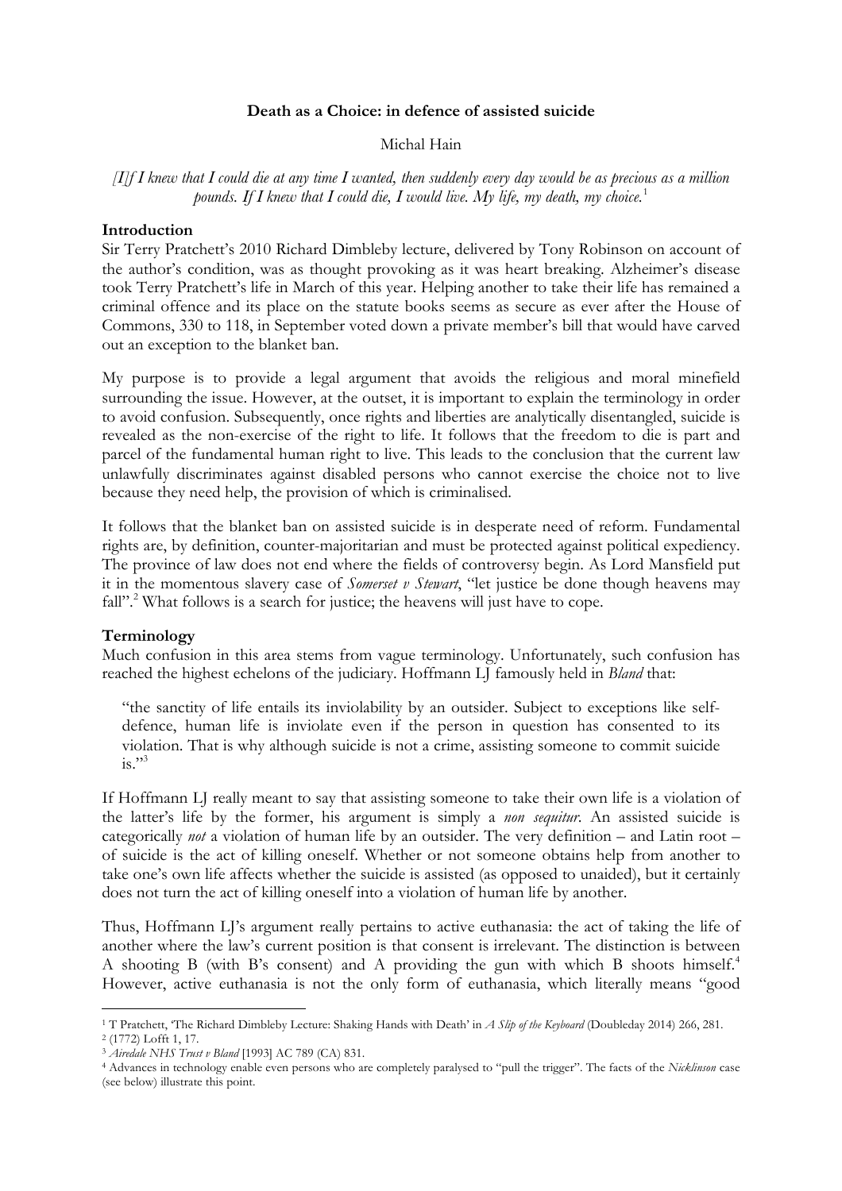**Death as a Choice: in defence of assisted suicide**

Michal Hain

*[I]f I knew that I could die at any time I wanted, then suddenly every day would be as precious as a million pounds. If I knew that I could die, I would live. My life, my death, my choice.*[1]

**Introduction**

Sir Terry Pratchett's 2010 Richard Dimbleby lecture, delivered by Tony Robinson on account of the author's condition, was as thought provoking as it was heart breaking. Alzheimer's disease took Terry Pratchett's life in March of this year. Helping another to take their life has remained a criminal offence and its place on the statute books seems as secure as ever after the House of Commons, 330 to 118, in September voted down a private member's bill that would have carved out an exception to the blanket ban.

My purpose is to provide a legal argument that avoids the religious and moral minefield surrounding the issue. However, at the outset, it is important to explain the terminology in order to avoid confusion. Subsequently, once rights and liberties are analytically disentangled, suicide is revealed as the non-exercise of the right to life. It follows that the freedom to die is part and parcel of the fundamental human right to live. This leads to the conclusion that the current law unlawfully discriminates against disabled persons who cannot exercise the choice not to live because they need help, the provision of which is criminalised.

It follows that the blanket ban on assisted suicide is in desperate need of reform. Fundamental rights are, by definition, counter-majoritarian and must be protected against political expediency. The province of law does not end where the fields of controversy begin. As Lord Mansfield put it in the momentous slavery case of *Somerset v Stewart*, "let justice be done though heavens may fall".[2] What follows is a search for justice; the heavens will just have to cope.

**Terminology**

Much confusion in this area stems from vague terminology. Unfortunately, such confusion has reached the highest echelons of the judiciary. Hoffmann LJ famously held in *Bland* that:

> "the sanctity of life entails its inviolability by an outsider. Subject to exceptions like self-defence, human life is inviolate even if the person in question has consented to its violation. That is why although suicide is not a crime, assisting someone to commit suicide is."[3]

If Hoffmann LJ really meant to say that assisting someone to take their own life is a violation of the latter's life by the former, his argument is simply a *non sequitur*. An assisted suicide is categorically *not* a violation of human life by an outsider. The very definition – and Latin root – of suicide is the act of killing oneself. Whether or not someone obtains help from another to take one's own life affects whether the suicide is assisted (as opposed to unaided), but it certainly does not turn the act of killing oneself into a violation of human life by another.

Thus, Hoffmann LJ's argument really pertains to active euthanasia: the act of taking the life of another where the law's current position is that consent is irrelevant. The distinction is between A shooting B (with B's consent) and A providing the gun with which B shoots himself.[4] However, active euthanasia is not the only form of euthanasia, which literally means "good

---

[1] T Pratchett, 'The Richard Dimbleby Lecture: Shaking Hands with Death' in *A Slip of the Keyboard* (Doubleday 2014) 266, 281.

[2] (1772) Lofft 1, 17.

[3] *Airedale NHS Trust v Bland* [1993] AC 789 (CA) 831.

[4] Advances in technology enable even persons who are completely paralysed to "pull the trigger". The facts of the *Nicklinson* case (see below) illustrate this point.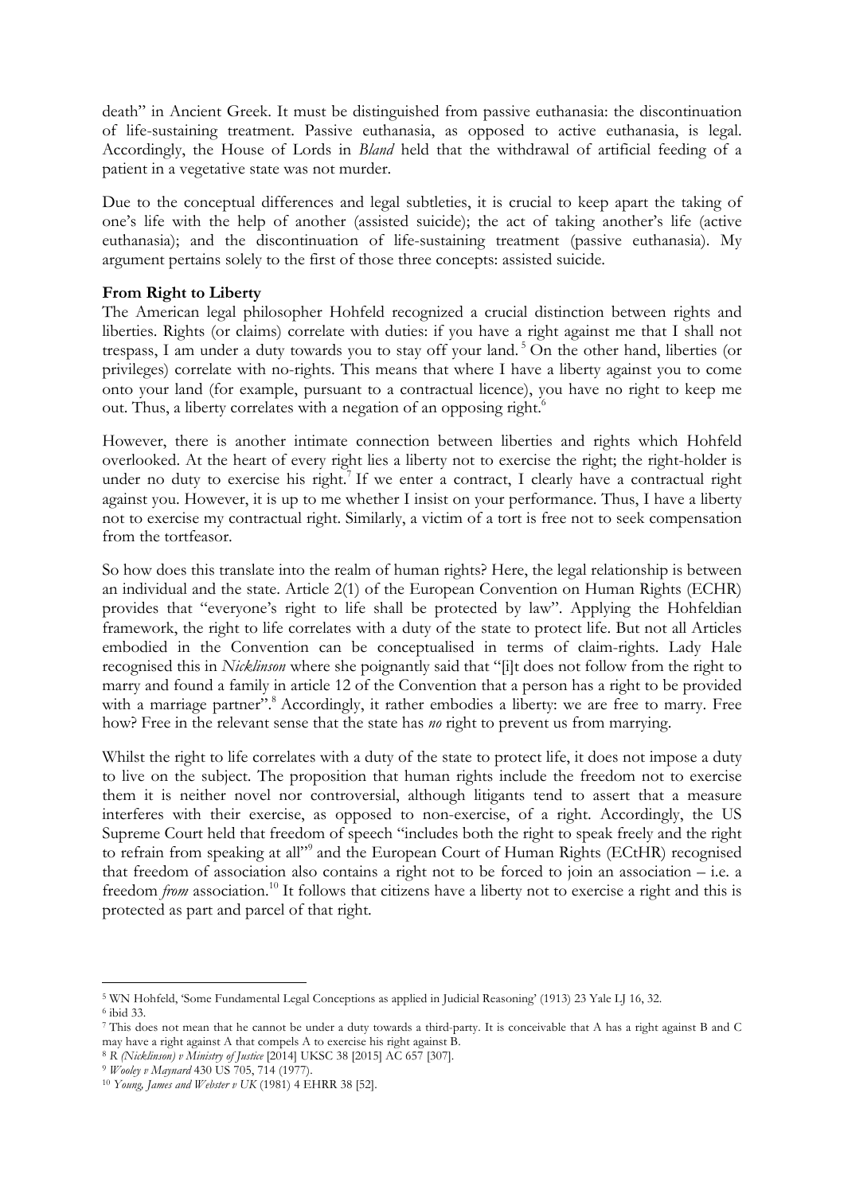death" in Ancient Greek. It must be distinguished from passive euthanasia: the discontinuation of life-sustaining treatment. Passive euthanasia, as opposed to active euthanasia, is legal. Accordingly, the House of Lords in *Bland* held that the withdrawal of artificial feeding of a patient in a vegetative state was not murder.

Due to the conceptual differences and legal subtleties, it is crucial to keep apart the taking of one's life with the help of another (assisted suicide); the act of taking another's life (active euthanasia); and the discontinuation of life-sustaining treatment (passive euthanasia). My argument pertains solely to the first of those three concepts: assisted suicide.

**From Right to Liberty**

The American legal philosopher Hohfeld recognized a crucial distinction between rights and liberties. Rights (or claims) correlate with duties: if you have a right against me that I shall not trespass, I am under a duty towards you to stay off your land.[5] On the other hand, liberties (or privileges) correlate with no-rights. This means that where I have a liberty against you to come onto your land (for example, pursuant to a contractual licence), you have no right to keep me out. Thus, a liberty correlates with a negation of an opposing right.[6]

However, there is another intimate connection between liberties and rights which Hohfeld overlooked. At the heart of every right lies a liberty not to exercise the right; the right-holder is under no duty to exercise his right.[7] If we enter a contract, I clearly have a contractual right against you. However, it is up to me whether I insist on your performance. Thus, I have a liberty not to exercise my contractual right. Similarly, a victim of a tort is free not to seek compensation from the tortfeasor.

So how does this translate into the realm of human rights? Here, the legal relationship is between an individual and the state. Article 2(1) of the European Convention on Human Rights (ECHR) provides that "everyone's right to life shall be protected by law". Applying the Hohfeldian framework, the right to life correlates with a duty of the state to protect life. But not all Articles embodied in the Convention can be conceptualised in terms of claim-rights. Lady Hale recognised this in *Nicklinson* where she poignantly said that "[i]t does not follow from the right to marry and found a family in article 12 of the Convention that a person has a right to be provided with a marriage partner".[8] Accordingly, it rather embodies a liberty: we are free to marry. Free how? Free in the relevant sense that the state has *no* right to prevent us from marrying.

Whilst the right to life correlates with a duty of the state to protect life, it does not impose a duty to live on the subject. The proposition that human rights include the freedom not to exercise them it is neither novel nor controversial, although litigants tend to assert that a measure interferes with their exercise, as opposed to non-exercise, of a right. Accordingly, the US Supreme Court held that freedom of speech "includes both the right to speak freely and the right to refrain from speaking at all"[9] and the European Court of Human Rights (ECtHR) recognised that freedom of association also contains a right not to be forced to join an association – i.e. a freedom *from* association.[10] It follows that citizens have a liberty not to exercise a right and this is protected as part and parcel of that right.

---

[5] WN Hohfeld, 'Some Fundamental Legal Conceptions as applied in Judicial Reasoning' (1913) 23 Yale LJ 16, 32.

[6] ibid 33.

[7] This does not mean that he cannot be under a duty towards a third-party. It is conceivable that A has a right against B and C may have a right against A that compels A to exercise his right against B.

[8] *R (Nicklinson) v Ministry of Justice* [2014] UKSC 38 [2015] AC 657 [307].

[9] *Wooley v Maynard* 430 US 705, 714 (1977).

[10] *Young, James and Webster v UK* (1981) 4 EHRR 38 [52].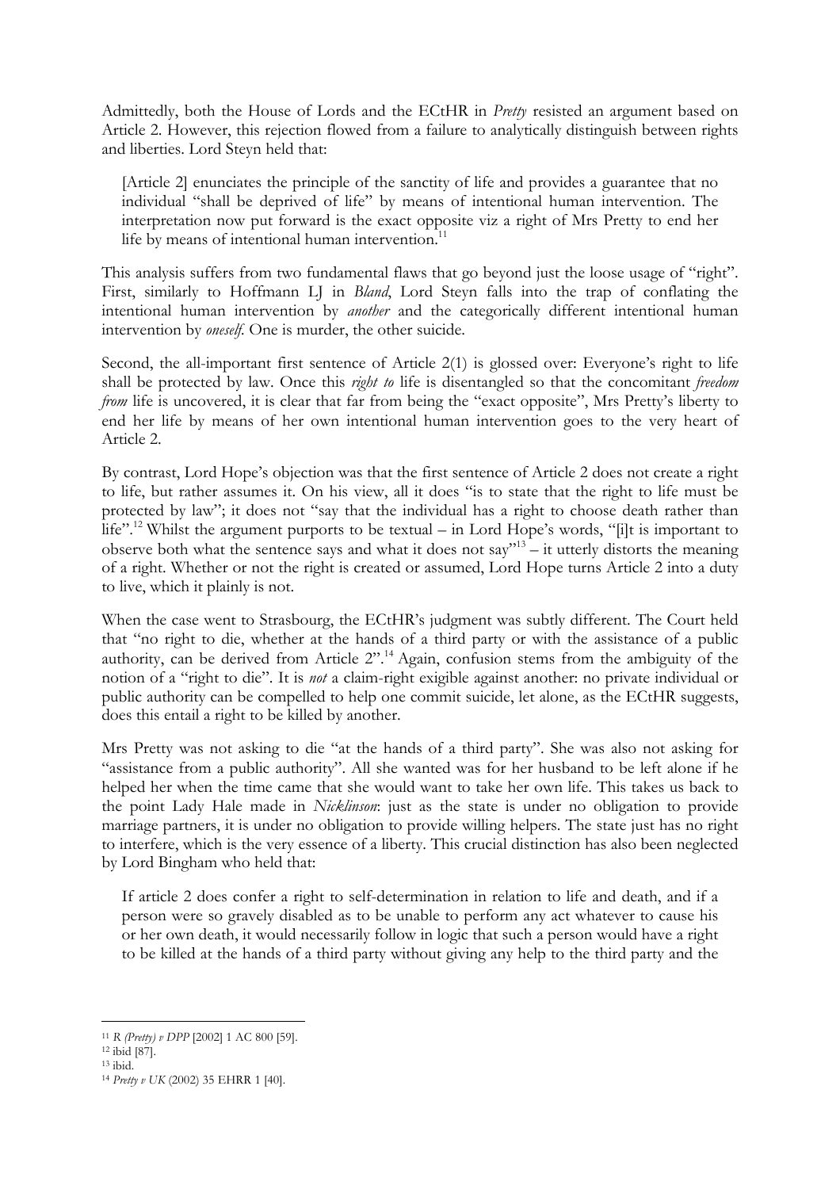Admittedly, both the House of Lords and the ECtHR in *Pretty* resisted an argument based on Article 2. However, this rejection flowed from a failure to analytically distinguish between rights and liberties. Lord Steyn held that:

> [Article 2] enunciates the principle of the sanctity of life and provides a guarantee that no individual "shall be deprived of life" by means of intentional human intervention. The interpretation now put forward is the exact opposite viz a right of Mrs Pretty to end her life by means of intentional human intervention.[11]

This analysis suffers from two fundamental flaws that go beyond just the loose usage of "right". First, similarly to Hoffmann LJ in *Bland*, Lord Steyn falls into the trap of conflating the intentional human intervention by *another* and the categorically different intentional human intervention by *oneself*. One is murder, the other suicide.

Second, the all-important first sentence of Article 2(1) is glossed over: Everyone's right to life shall be protected by law. Once this *right to* life is disentangled so that the concomitant *freedom from* life is uncovered, it is clear that far from being the "exact opposite", Mrs Pretty's liberty to end her life by means of her own intentional human intervention goes to the very heart of Article 2.

By contrast, Lord Hope's objection was that the first sentence of Article 2 does not create a right to life, but rather assumes it. On his view, all it does "is to state that the right to life must be protected by law"; it does not "say that the individual has a right to choose death rather than life".[12] Whilst the argument purports to be textual – in Lord Hope's words, "[i]t is important to observe both what the sentence says and what it does not say"[13] – it utterly distorts the meaning of a right. Whether or not the right is created or assumed, Lord Hope turns Article 2 into a duty to live, which it plainly is not.

When the case went to Strasbourg, the ECtHR's judgment was subtly different. The Court held that "no right to die, whether at the hands of a third party or with the assistance of a public authority, can be derived from Article 2".[14] Again, confusion stems from the ambiguity of the notion of a "right to die". It is *not* a claim-right exigible against another: no private individual or public authority can be compelled to help one commit suicide, let alone, as the ECtHR suggests, does this entail a right to be killed by another.

Mrs Pretty was not asking to die "at the hands of a third party". She was also not asking for "assistance from a public authority". All she wanted was for her husband to be left alone if he helped her when the time came that she would want to take her own life. This takes us back to the point Lady Hale made in *Nicklinson*: just as the state is under no obligation to provide marriage partners, it is under no obligation to provide willing helpers. The state just has no right to interfere, which is the very essence of a liberty. This crucial distinction has also been neglected by Lord Bingham who held that:

> If article 2 does confer a right to self-determination in relation to life and death, and if a person were so gravely disabled as to be unable to perform any act whatever to cause his or her own death, it would necessarily follow in logic that such a person would have a right to be killed at the hands of a third party without giving any help to the third party and the

---

[11] *R (Pretty) v DPP* [2002] 1 AC 800 [59].

[12] ibid [87].

[13] ibid.

[14] *Pretty v UK* (2002) 35 EHRR 1 [40].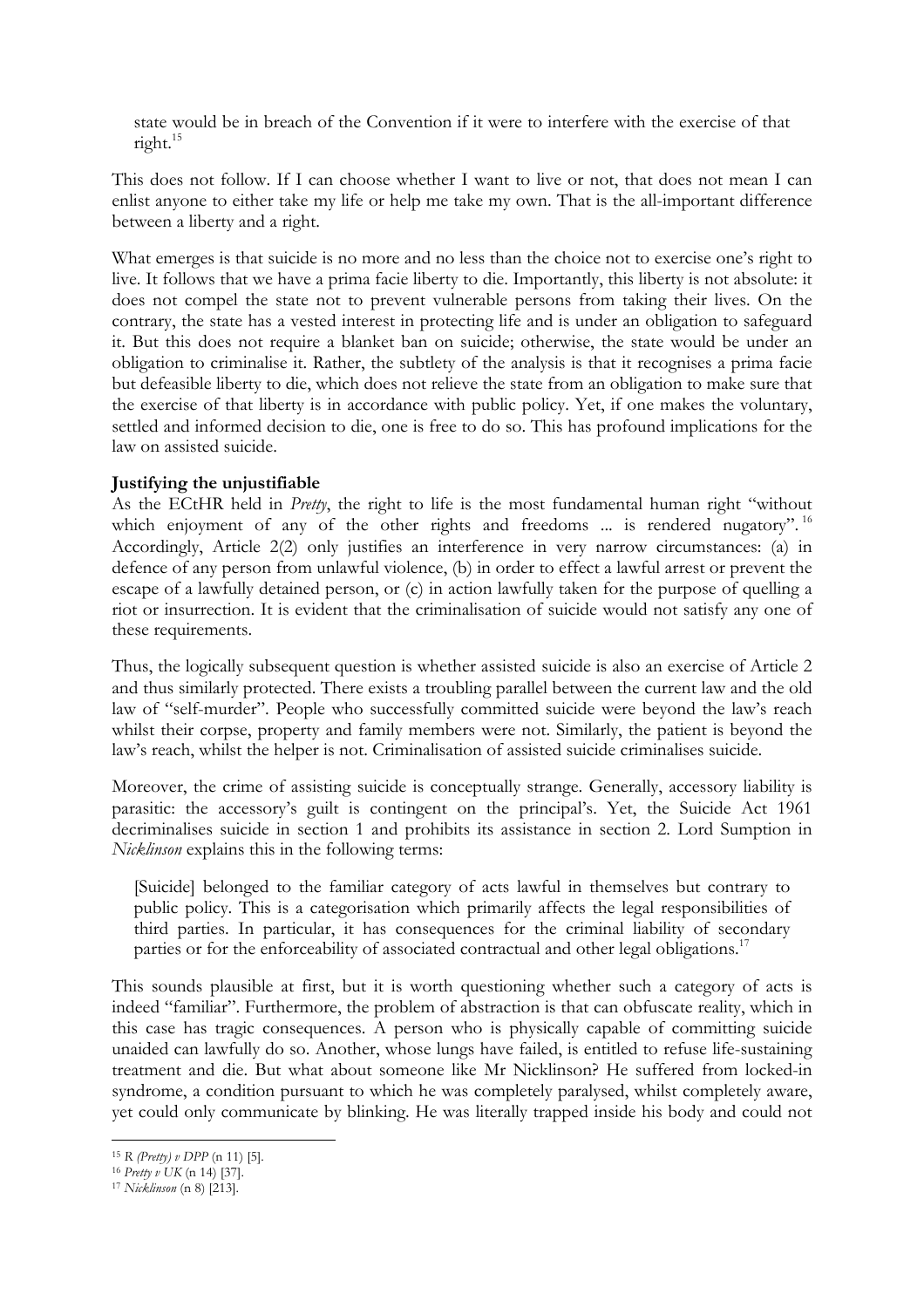state would be in breach of the Convention if it were to interfere with the exercise of that right.[15]

This does not follow. If I can choose whether I want to live or not, that does not mean I can enlist anyone to either take my life or help me take my own. That is the all-important difference between a liberty and a right.

What emerges is that suicide is no more and no less than the choice not to exercise one's right to live. It follows that we have a prima facie liberty to die. Importantly, this liberty is not absolute: it does not compel the state not to prevent vulnerable persons from taking their lives. On the contrary, the state has a vested interest in protecting life and is under an obligation to safeguard it. But this does not require a blanket ban on suicide; otherwise, the state would be under an obligation to criminalise it. Rather, the subtlety of the analysis is that it recognises a prima facie but defeasible liberty to die, which does not relieve the state from an obligation to make sure that the exercise of that liberty is in accordance with public policy. Yet, if one makes the voluntary, settled and informed decision to die, one is free to do so. This has profound implications for the law on assisted suicide.

**Justifying the unjustifiable**

As the ECtHR held in *Pretty*, the right to life is the most fundamental human right "without which enjoyment of any of the other rights and freedoms ... is rendered nugatory".[16] Accordingly, Article 2(2) only justifies an interference in very narrow circumstances: (a) in defence of any person from unlawful violence, (b) in order to effect a lawful arrest or prevent the escape of a lawfully detained person, or (c) in action lawfully taken for the purpose of quelling a riot or insurrection. It is evident that the criminalisation of suicide would not satisfy any one of these requirements.

Thus, the logically subsequent question is whether assisted suicide is also an exercise of Article 2 and thus similarly protected. There exists a troubling parallel between the current law and the old law of "self-murder". People who successfully committed suicide were beyond the law's reach whilst their corpse, property and family members were not. Similarly, the patient is beyond the law's reach, whilst the helper is not. Criminalisation of assisted suicide criminalises suicide.

Moreover, the crime of assisting suicide is conceptually strange. Generally, accessory liability is parasitic: the accessory's guilt is contingent on the principal's. Yet, the Suicide Act 1961 decriminalises suicide in section 1 and prohibits its assistance in section 2. Lord Sumption in *Nicklinson* explains this in the following terms:

> [Suicide] belonged to the familiar category of acts lawful in themselves but contrary to public policy. This is a categorisation which primarily affects the legal responsibilities of third parties. In particular, it has consequences for the criminal liability of secondary parties or for the enforceability of associated contractual and other legal obligations.[17]

This sounds plausible at first, but it is worth questioning whether such a category of acts is indeed "familiar". Furthermore, the problem of abstraction is that can obfuscate reality, which in this case has tragic consequences. A person who is physically capable of committing suicide unaided can lawfully do so. Another, whose lungs have failed, is entitled to refuse life-sustaining treatment and die. But what about someone like Mr Nicklinson? He suffered from locked-in syndrome, a condition pursuant to which he was completely paralysed, whilst completely aware, yet could only communicate by blinking. He was literally trapped inside his body and could not

---

[15] *R (Pretty) v DPP* (n 11) [5].

[16] *Pretty v UK* (n 14) [37].

[17] *Nicklinson* (n 8) [213].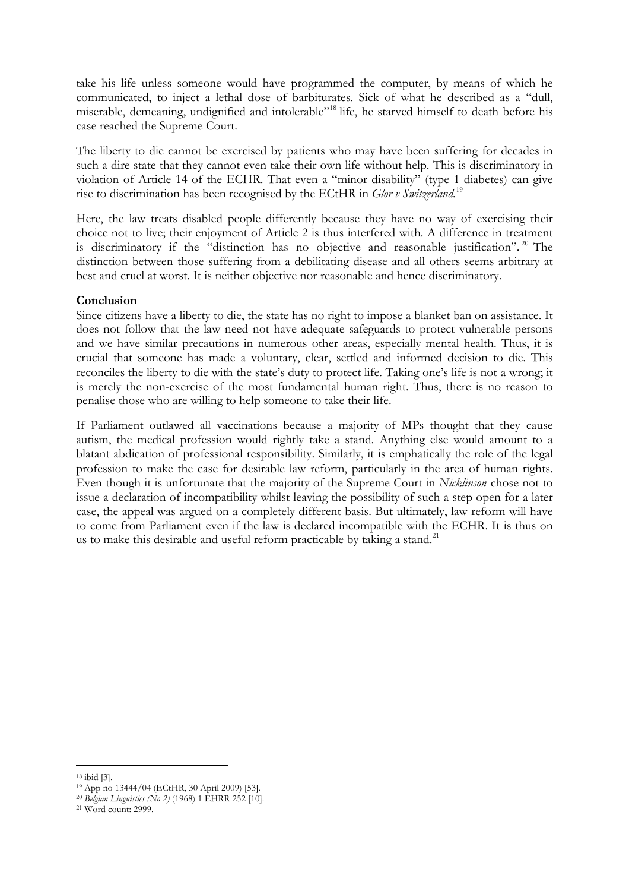take his life unless someone would have programmed the computer, by means of which he communicated, to inject a lethal dose of barbiturates. Sick of what he described as a "dull, miserable, demeaning, undignified and intolerable"[18] life, he starved himself to death before his case reached the Supreme Court.

The liberty to die cannot be exercised by patients who may have been suffering for decades in such a dire state that they cannot even take their own life without help. This is discriminatory in violation of Article 14 of the ECHR. That even a "minor disability" (type 1 diabetes) can give rise to discrimination has been recognised by the ECtHR in *Glor v Switzerland*.[19]

Here, the law treats disabled people differently because they have no way of exercising their choice not to live; their enjoyment of Article 2 is thus interfered with. A difference in treatment is discriminatory if the "distinction has no objective and reasonable justification".[20] The distinction between those suffering from a debilitating disease and all others seems arbitrary at best and cruel at worst. It is neither objective nor reasonable and hence discriminatory.

**Conclusion**

Since citizens have a liberty to die, the state has no right to impose a blanket ban on assistance. It does not follow that the law need not have adequate safeguards to protect vulnerable persons and we have similar precautions in numerous other areas, especially mental health. Thus, it is crucial that someone has made a voluntary, clear, settled and informed decision to die. This reconciles the liberty to die with the state's duty to protect life. Taking one's life is not a wrong; it is merely the non-exercise of the most fundamental human right. Thus, there is no reason to penalise those who are willing to help someone to take their life.

If Parliament outlawed all vaccinations because a majority of MPs thought that they cause autism, the medical profession would rightly take a stand. Anything else would amount to a blatant abdication of professional responsibility. Similarly, it is emphatically the role of the legal profession to make the case for desirable law reform, particularly in the area of human rights. Even though it is unfortunate that the majority of the Supreme Court in *Nicklinson* chose not to issue a declaration of incompatibility whilst leaving the possibility of such a step open for a later case, the appeal was argued on a completely different basis. But ultimately, law reform will have to come from Parliament even if the law is declared incompatible with the ECHR. It is thus on us to make this desirable and useful reform practicable by taking a stand.[21]

---

[18] ibid [3].

[19] App no 13444/04 (ECtHR, 30 April 2009) [53].

[20] *Belgian Linguistics (No 2)* (1968) 1 EHRR 252 [10].

[21] Word count: 2999.